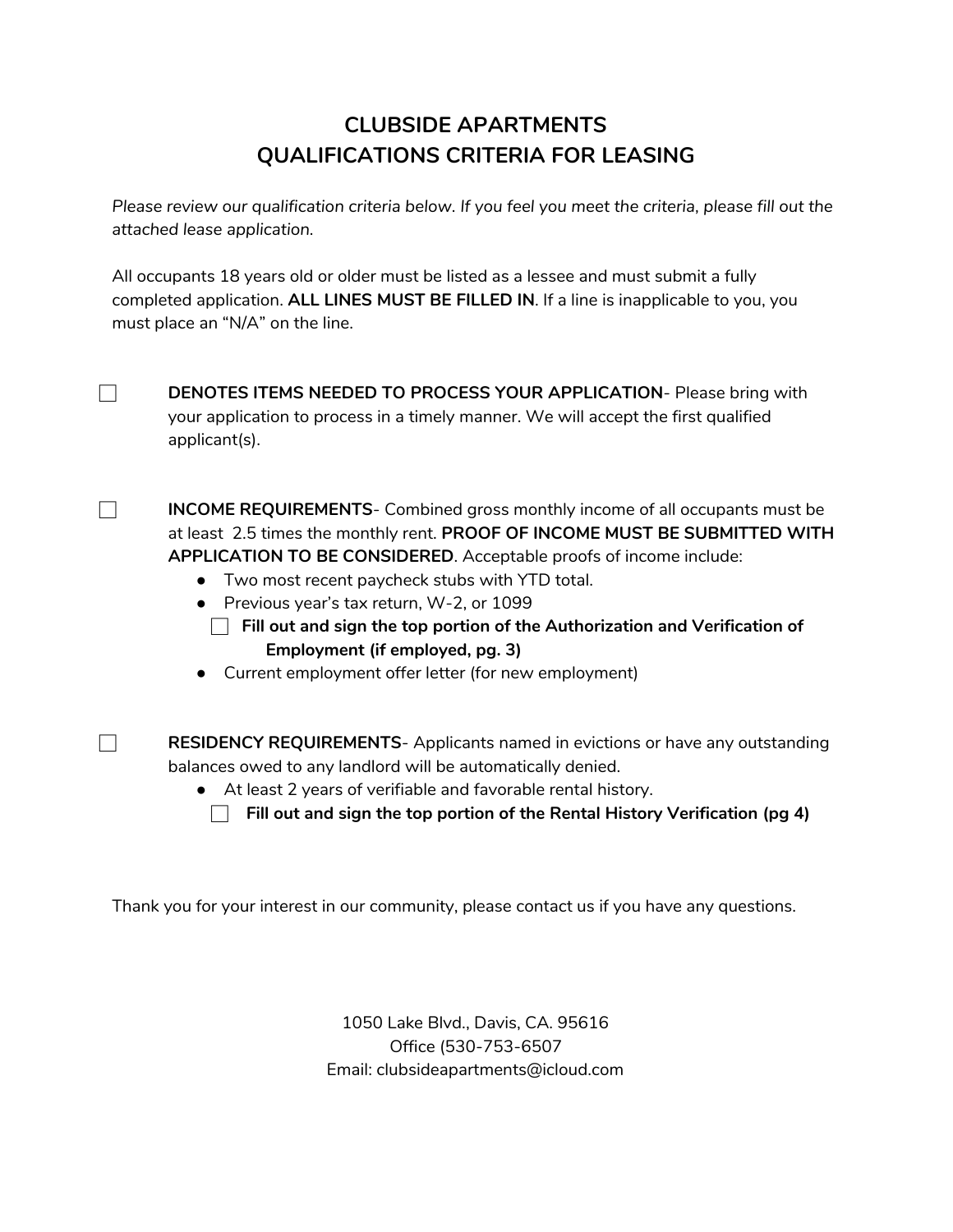# CLUBSIDE APARTMENTS
# QUALIFICATIONS CRITERIA FOR LEASING

*Please review our qualification criteria below. If you feel you meet the criteria, please fill out the attached lease application.*

All occupants 18 years old or older must be listed as a lessee and must submit a fully completed application. **ALL LINES MUST BE FILLED IN**. If a line is inapplicable to you, you must place an "N/A" on the line.

- [ ] **DENOTES ITEMS NEEDED TO PROCESS YOUR APPLICATION**- Please bring with your application to process in a timely manner. We will accept the first qualified applicant(s).

- [ ] **INCOME REQUIREMENTS**- Combined gross monthly income of all occupants must be at least 2.5 times the monthly rent. **PROOF OF INCOME MUST BE SUBMITTED WITH APPLICATION TO BE CONSIDERED**. Acceptable proofs of income include:
  - Two most recent paycheck stubs with YTD total.
  - Previous year's tax return, W-2, or 1099
  - [ ] **Fill out and sign the top portion of the Authorization and Verification of Employment (if employed, pg. 3)**
  - Current employment offer letter (for new employment)

- [ ] **RESIDENCY REQUIREMENTS**- Applicants named in evictions or have any outstanding balances owed to any landlord will be automatically denied.
  - At least 2 years of verifiable and favorable rental history.
  - [ ] **Fill out and sign the top portion of the Rental History Verification (pg 4)**

Thank you for your interest in our community, please contact us if you have any questions.

1050 Lake Blvd., Davis, CA. 95616
Office (530-753-6507
Email: clubsideapartments@icloud.com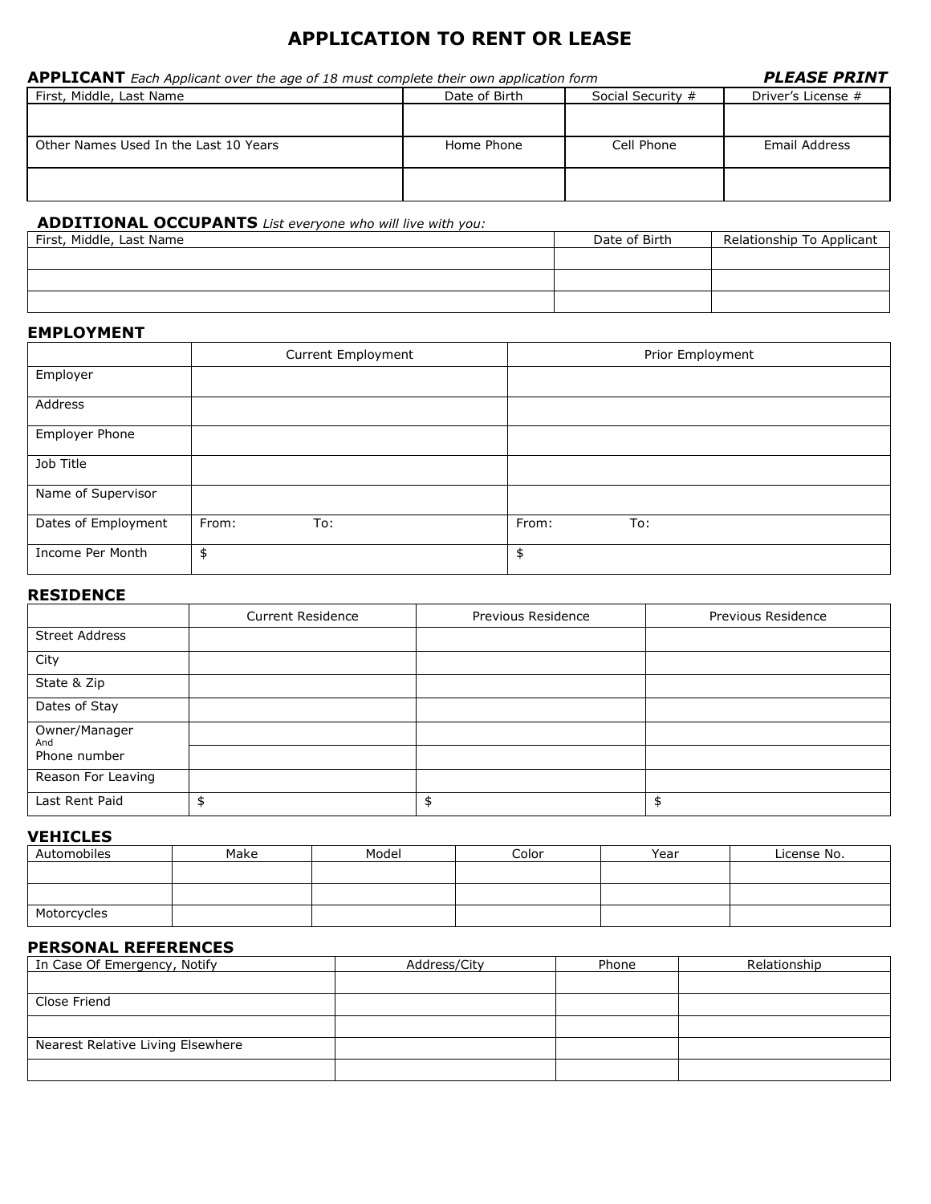# APPLICATION TO RENT OR LEASE

**APPLICANT** *Each Applicant over the age of 18 must complete their own application form* ***PLEASE PRINT***

| First, Middle, Last Name | Date of Birth | Social Security # | Driver's License # |
|---|---|---|---|
| | | | |
| **Other Names Used In the Last 10 Years** | **Home Phone** | **Cell Phone** | **Email Address** |
| | | | |

**ADDITIONAL OCCUPANTS** *List everyone who will live with you:*

| First, Middle, Last Name | Date of Birth | Relationship To Applicant |
|---|---|---|
| | | |
| | | |
| | | |

**EMPLOYMENT**

| | Current Employment | Prior Employment |
|---|---|---|
| Employer | | |
| Address | | |
| Employer Phone | | |
| Job Title | | |
| Name of Supervisor | | |
| Dates of Employment | From: To: | From: To: |
| Income Per Month | $ | $ |

**RESIDENCE**

| | Current Residence | Previous Residence | Previous Residence |
|---|---|---|---|
| Street Address | | | |
| City | | | |
| State & Zip | | | |
| Dates of Stay | | | |
| Owner/Manager And Phone number | | | |
| | | | |
| Reason For Leaving | | | |
| Last Rent Paid | $ | $ | $ |

**VEHICLES**

| Automobiles | Make | Model | Color | Year | License No. |
|---|---|---|---|---|---|
| | | | | | |
| | | | | | |
| Motorcycles | | | | | |

**PERSONAL REFERENCES**

| In Case Of Emergency, Notify | Address/City | Phone | Relationship |
|---|---|---|---|
| | | | |
| Close Friend | | | |
| | | | |
| Nearest Relative Living Elsewhere | | | |
| | | | |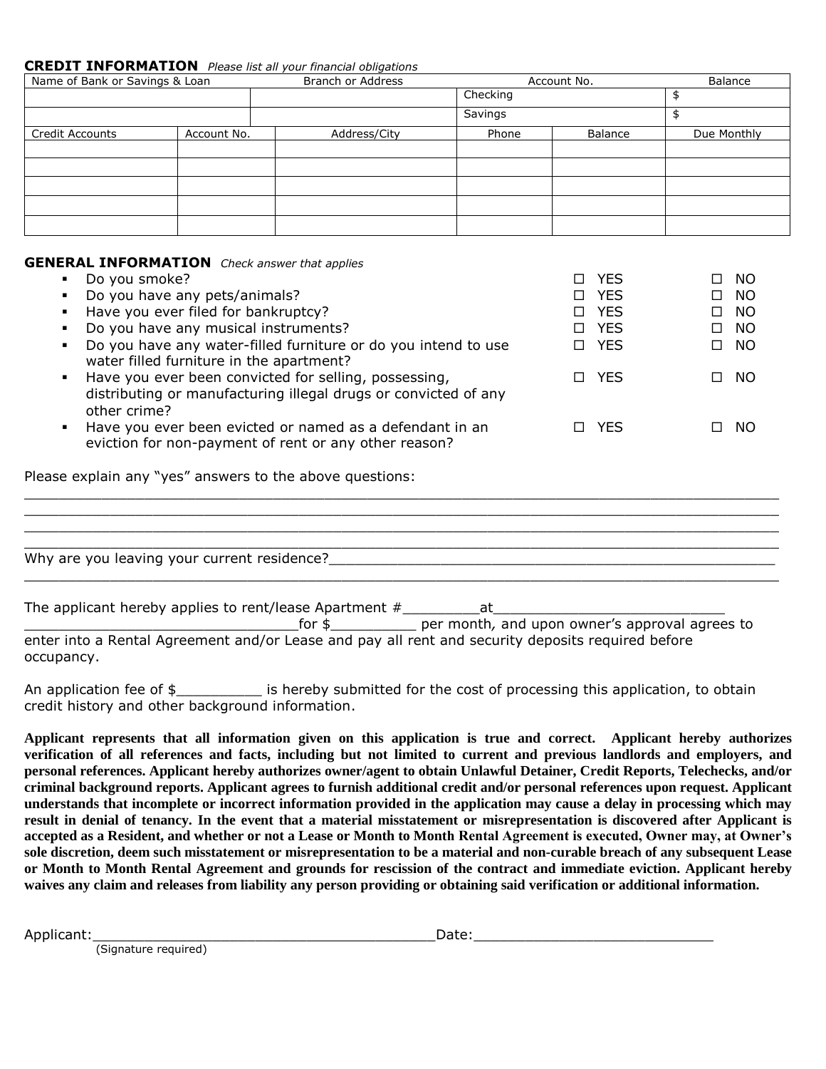**CREDIT INFORMATION** *Please list all your financial obligations*

| Name of Bank or Savings & Loan | Branch or Address | Account No. | Balance |
|---|---|---|---|
| | | Checking | $ |
| | | Savings | $ |

| Credit Accounts | Account No. | Address/City | Phone | Balance | Due Monthly |
|---|---|---|---|---|---|
| | | | | | |
| | | | | | |
| | | | | | |
| | | | | | |
| | | | | | |

**GENERAL INFORMATION** *Check answer that applies*

| | | |
|---|---|---|
| ▪ Do you smoke? | ☐ YES | ☐ NO |
| ▪ Do you have any pets/animals? | ☐ YES | ☐ NO |
| ▪ Have you ever filed for bankruptcy? | ☐ YES | ☐ NO |
| ▪ Do you have any musical instruments? | ☐ YES | ☐ NO |
| ▪ Do you have any water-filled furniture or do you intend to use water filled furniture in the apartment? | ☐ YES | ☐ NO |
| ▪ Have you ever been convicted for selling, possessing, distributing or manufacturing illegal drugs or convicted of any other crime? | ☐ YES | ☐ NO |
| ▪ Have you ever been evicted or named as a defendant in an eviction for non-payment of rent or any other reason? | ☐ YES | ☐ NO |

Please explain any "yes" answers to the above questions:

______________________________________________________________________________

______________________________________________________________________________

______________________________________________________________________________

______________________________________________________________________________

Why are you leaving your current residence?____________________________________________________

______________________________________________________________________________

The applicant hereby applies to rent/lease Apartment #_________at_____________________________
________________________________for $__________ per month, and upon owner's approval agrees to enter into a Rental Agreement and/or Lease and pay all rent and security deposits required before occupancy.

An application fee of $__________ is hereby submitted for the cost of processing this application, to obtain credit history and other background information.

**Applicant represents that all information given on this application is true and correct. Applicant hereby authorizes verification of all references and facts, including but not limited to current and previous landlords and employers, and personal references. Applicant hereby authorizes owner/agent to obtain Unlawful Detainer, Credit Reports, Telechecks, and/or criminal background reports. Applicant agrees to furnish additional credit and/or personal references upon request. Applicant understands that incomplete or incorrect information provided in the application may cause a delay in processing which may result in denial of tenancy. In the event that a material misstatement or misrepresentation is discovered after Applicant is accepted as a Resident, and whether or not a Lease or Month to Month Rental Agreement is executed, Owner may, at Owner's sole discretion, deem such misstatement or misrepresentation to be a material and non-curable breach of any subsequent Lease or Month to Month Rental Agreement and grounds for rescission of the contract and immediate eviction. Applicant hereby waives any claim and releases from liability any person providing or obtaining said verification or additional information.**

Applicant:_________________________________________Date:_____________________________
(Signature required)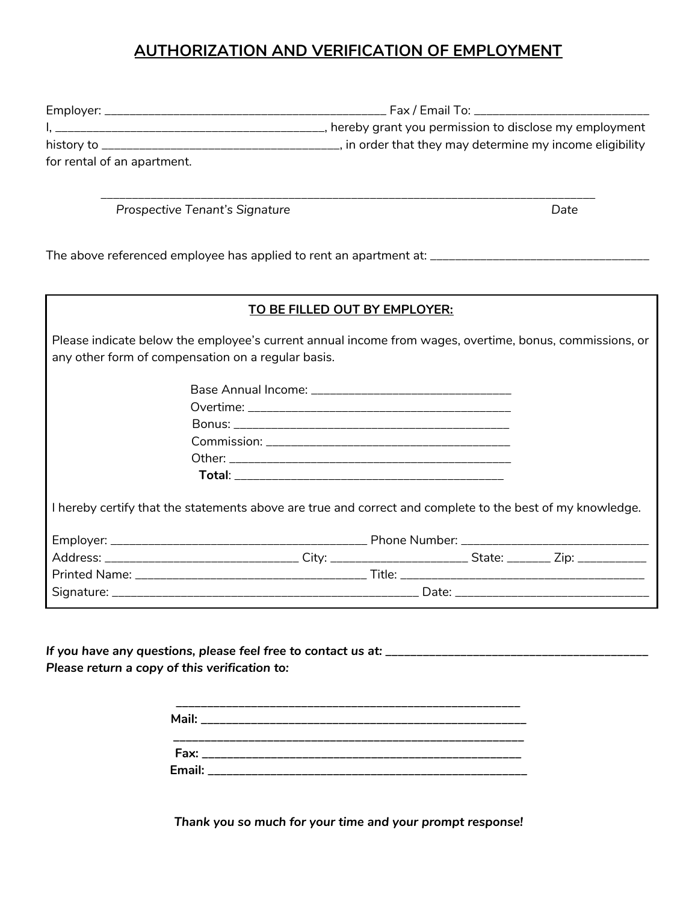# AUTHORIZATION AND VERIFICATION OF EMPLOYMENT

Employer: _______________________________________________ Fax / Email To: _____________________________
I, ____________________________________________, hereby grant you permission to disclose my employment history to ______________________________________, in order that they may determine my income eligibility for rental of an apartment.

_____________________________________________________________________________________
*Prospective Tenant's Signature* *Date*

The above referenced employee has applied to rent an apartment at: ____________________________________

**TO BE FILLED OUT BY EMPLOYER:**

Please indicate below the employee's current annual income from wages, overtime, bonus, commissions, or any other form of compensation on a regular basis.

Base Annual Income: _________________________________
Overtime: ____________________________________________
Bonus: ______________________________________________
Commission: _________________________________________
Other: ______________________________________________
**Total**: ______________________________________________

I hereby certify that the statements above are true and correct and complete to the best of my knowledge.

Employer: ____________________________________________ Phone Number: _______________________________
Address: _________________________________ City: _______________________ State: _______ Zip: ___________
Printed Name: ________________________________________ Title: __________________________________________
Signature: _____________________________________________________ Date: _________________________________

***If you have any questions, please feel free to contact us at:*** **_____________________________________________**
***Please return a copy of this verification to:***

**____________________________________________________________**
**Mail: ________________________________________________________**
**____________________________________________________________**
**Fax: ________________________________________________________**
**Email: ________________________________________________________**

***Thank you so much for your time and your prompt response!***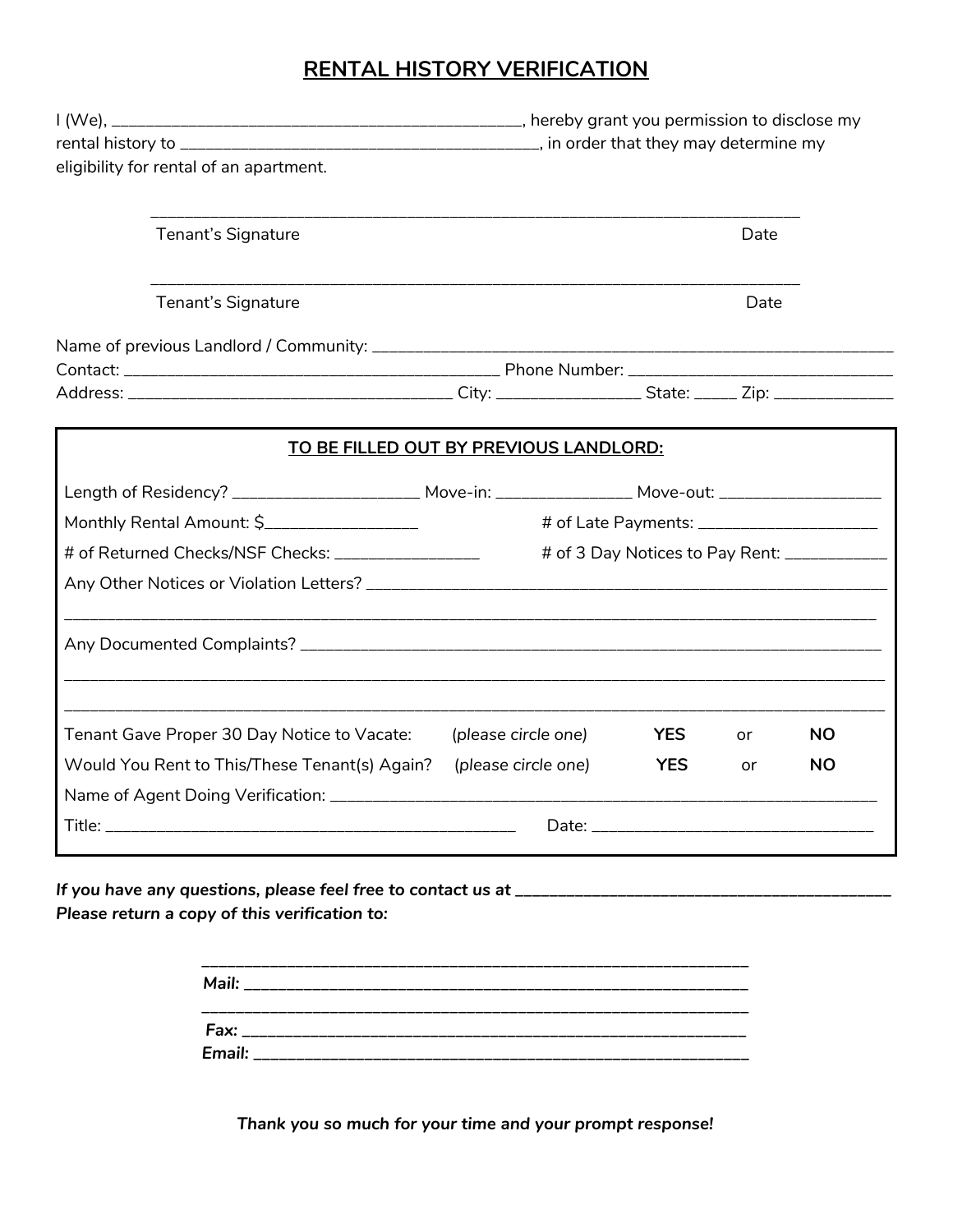# RENTAL HISTORY VERIFICATION

I (We), ________________________________________________, hereby grant you permission to disclose my rental history to ___________________________________________, in order that they may determine my eligibility for rental of an apartment.

____________________________________________________________________________

Tenant's Signature                                                                                    Date

____________________________________________________________________________

Tenant's Signature                                                                                    Date

Name of previous Landlord / Community: ______________________________________________________________

Contact: ____________________________________________ Phone Number: _______________________________

Address: ______________________________________ City: ________________ State: _____ Zip: ______________

**TO BE FILLED OUT BY PREVIOUS LANDLORD:**

Length of Residency? _____________________ Move-in: _______________ Move-out: ___________________

Monthly Rental Amount: $__________________          # of Late Payments: _____________________

# of Returned Checks/NSF Checks: _________________          # of 3 Day Notices to Pay Rent: ____________

Any Other Notices or Violation Letters? ______________________________________________________________

_______________________________________________________________________________________________

Any Documented Complaints? _____________________________________________________________________

_______________________________________________________________________________________________

_______________________________________________________________________________________________

Tenant Gave Proper 30 Day Notice to Vacate:    (*please circle one*)    **YES**    or    **NO**

Would You Rent to This/These Tenant(s) Again?    (*please circle one*)    **YES**    or    **NO**

Name of Agent Doing Verification: _____________________________________________________________

Title: _______________________________________________    Date: _________________________________

***If you have any questions, please feel free to contact us at _____________________________________________***

***Please return a copy of this verification to:***

_________________________________________________________________

***Mail: ___________________________________________________________***

_________________________________________________________________

***Fax: ____________________________________________________________***

***Email: __________________________________________________________***

***Thank you so much for your time and your prompt response!***